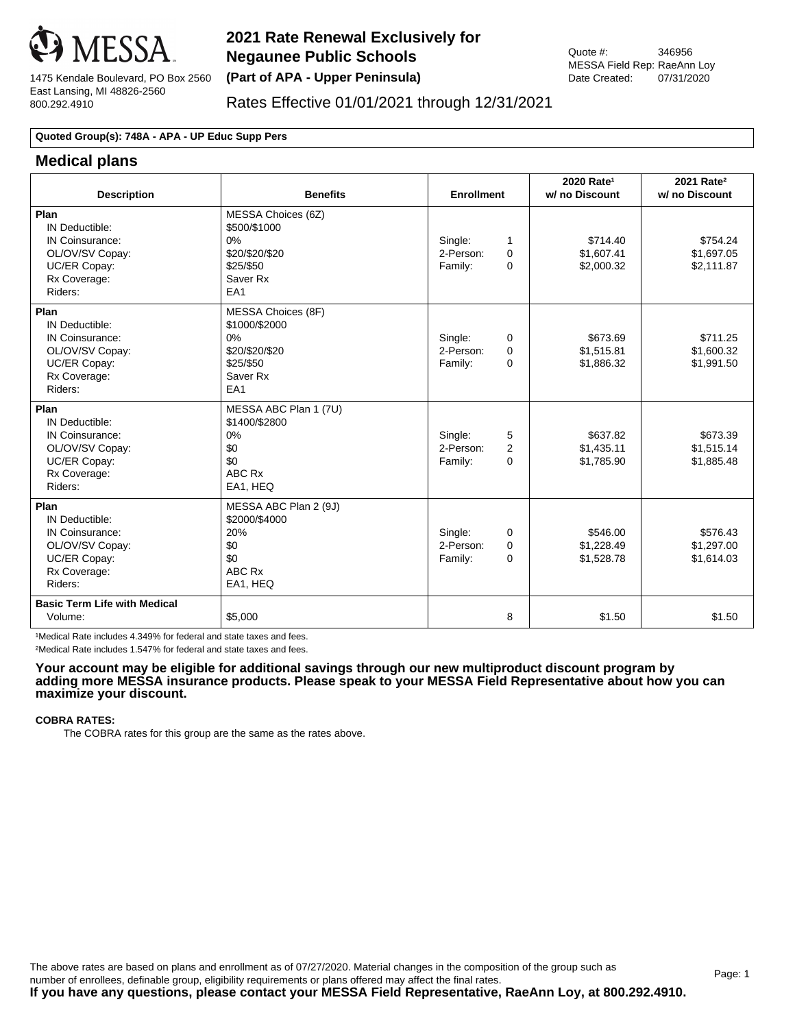MESSA

1475 Kendale Boulevard, PO Box 2560
East Lansing, MI 48826-2560
800.292.4910

# 2021 Rate Renewal Exclusively for Negaunee Public Schools

**(Part of APA - Upper Peninsula)**

Rates Effective 01/01/2021 through 12/31/2021

Quote #: 346956
MESSA Field Rep: RaeAnn Loy
Date Created: 07/31/2020

**Quoted Group(s): 748A - APA - UP Educ Supp Pers**

## Medical plans

| Description | Benefits | Enrollment | 2020 Rate[1] w/ no Discount | 2021 Rate[2] w/ no Discount |
|---|---|---|---|---|
| **Plan** | MESSA Choices (6Z) | | | |
| IN Deductible: | $500/$1000 | | | |
| IN Coinsurance: | 0% | Single: 1 | $714.40 | $754.24 |
| OL/OV/SV Copay: | $20/$20/$20 | 2-Person: 0 | $1,607.41 | $1,697.05 |
| UC/ER Copay: | $25/$50 | Family: 0 | $2,000.32 | $2,111.87 |
| Rx Coverage: | Saver Rx | | | |
| Riders: | EA1 | | | |
| **Plan** | MESSA Choices (8F) | | | |
| IN Deductible: | $1000/$2000 | | | |
| IN Coinsurance: | 0% | Single: 0 | $673.69 | $711.25 |
| OL/OV/SV Copay: | $20/$20/$20 | 2-Person: 0 | $1,515.81 | $1,600.32 |
| UC/ER Copay: | $25/$50 | Family: 0 | $1,886.32 | $1,991.50 |
| Rx Coverage: | Saver Rx | | | |
| Riders: | EA1 | | | |
| **Plan** | MESSA ABC Plan 1 (7U) | | | |
| IN Deductible: | $1400/$2800 | | | |
| IN Coinsurance: | 0% | Single: 5 | $637.82 | $673.39 |
| OL/OV/SV Copay: | $0 | 2-Person: 2 | $1,435.11 | $1,515.14 |
| UC/ER Copay: | $0 | Family: 0 | $1,785.90 | $1,885.48 |
| Rx Coverage: | ABC Rx | | | |
| Riders: | EA1, HEQ | | | |
| **Plan** | MESSA ABC Plan 2 (9J) | | | |
| IN Deductible: | $2000/$4000 | | | |
| IN Coinsurance: | 20% | Single: 0 | $546.00 | $576.43 |
| OL/OV/SV Copay: | $0 | 2-Person: 0 | $1,228.49 | $1,297.00 |
| UC/ER Copay: | $0 | Family: 0 | $1,528.78 | $1,614.03 |
| Rx Coverage: | ABC Rx | | | |
| Riders: | EA1, HEQ | | | |
| **Basic Term Life with Medical** | | | | |
| Volume: | $5,000 | 8 | $1.50 | $1.50 |

[1]Medical Rate includes 4.349% for federal and state taxes and fees.

[2]Medical Rate includes 1.547% for federal and state taxes and fees.

**Your account may be eligible for additional savings through our new multiproduct discount program by adding more MESSA insurance products. Please speak to your MESSA Field Representative about how you can maximize your discount.**

**COBRA RATES:**

The COBRA rates for this group are the same as the rates above.

The above rates are based on plans and enrollment as of 07/27/2020. Material changes in the composition of the group such as number of enrollees, definable group, eligibility requirements or plans offered may affect the final rates.

**If you have any questions, please contact your MESSA Field Representative, RaeAnn Loy, at 800.292.4910.**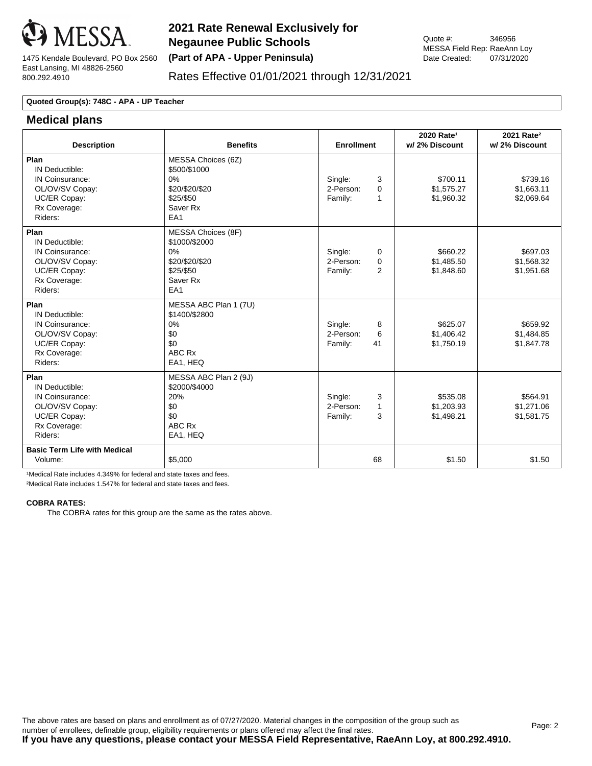MESSA

1475 Kendale Boulevard, PO Box 2560
East Lansing, MI 48826-2560
800.292.4910

# 2021 Rate Renewal Exclusively for Negaunee Public Schools

**(Part of APA - Upper Peninsula)**

Rates Effective 01/01/2021 through 12/31/2021

Quote #: 346956
MESSA Field Rep: RaeAnn Loy
Date Created: 07/31/2020

**Quoted Group(s): 748C - APA - UP Teacher**

## Medical plans

| Description | Benefits | Enrollment | 2020 Rate[1] w/ 2% Discount | 2021 Rate[2] w/ 2% Discount |
|---|---|---|---|---|
| **Plan** | MESSA Choices (6Z) | | | |
| IN Deductible: | $500/$1000 | | | |
| IN Coinsurance: | 0% | Single: 3 | $700.11 | $739.16 |
| OL/OV/SV Copay: | $20/$20/$20 | 2-Person: 0 | $1,575.27 | $1,663.11 |
| UC/ER Copay: | $25/$50 | Family: 1 | $1,960.32 | $2,069.64 |
| Rx Coverage: | Saver Rx | | | |
| Riders: | EA1 | | | |
| **Plan** | MESSA Choices (8F) | | | |
| IN Deductible: | $1000/$2000 | | | |
| IN Coinsurance: | 0% | Single: 0 | $660.22 | $697.03 |
| OL/OV/SV Copay: | $20/$20/$20 | 2-Person: 0 | $1,485.50 | $1,568.32 |
| UC/ER Copay: | $25/$50 | Family: 2 | $1,848.60 | $1,951.68 |
| Rx Coverage: | Saver Rx | | | |
| Riders: | EA1 | | | |
| **Plan** | MESSA ABC Plan 1 (7U) | | | |
| IN Deductible: | $1400/$2800 | | | |
| IN Coinsurance: | 0% | Single: 8 | $625.07 | $659.92 |
| OL/OV/SV Copay: | $0 | 2-Person: 6 | $1,406.42 | $1,484.85 |
| UC/ER Copay: | $0 | Family: 41 | $1,750.19 | $1,847.78 |
| Rx Coverage: | ABC Rx | | | |
| Riders: | EA1, HEQ | | | |
| **Plan** | MESSA ABC Plan 2 (9J) | | | |
| IN Deductible: | $2000/$4000 | | | |
| IN Coinsurance: | 20% | Single: 3 | $535.08 | $564.91 |
| OL/OV/SV Copay: | $0 | 2-Person: 1 | $1,203.93 | $1,271.06 |
| UC/ER Copay: | $0 | Family: 3 | $1,498.21 | $1,581.75 |
| Rx Coverage: | ABC Rx | | | |
| Riders: | EA1, HEQ | | | |
| **Basic Term Life with Medical** | | | | |
| Volume: | $5,000 | 68 | $1.50 | $1.50 |

[1]Medical Rate includes 4.349% for federal and state taxes and fees.

[2]Medical Rate includes 1.547% for federal and state taxes and fees.

**COBRA RATES:**

The COBRA rates for this group are the same as the rates above.

The above rates are based on plans and enrollment as of 07/27/2020. Material changes in the composition of the group such as number of enrollees, definable group, eligibility requirements or plans offered may affect the final rates.

**If you have any questions, please contact your MESSA Field Representative, RaeAnn Loy, at 800.292.4910.**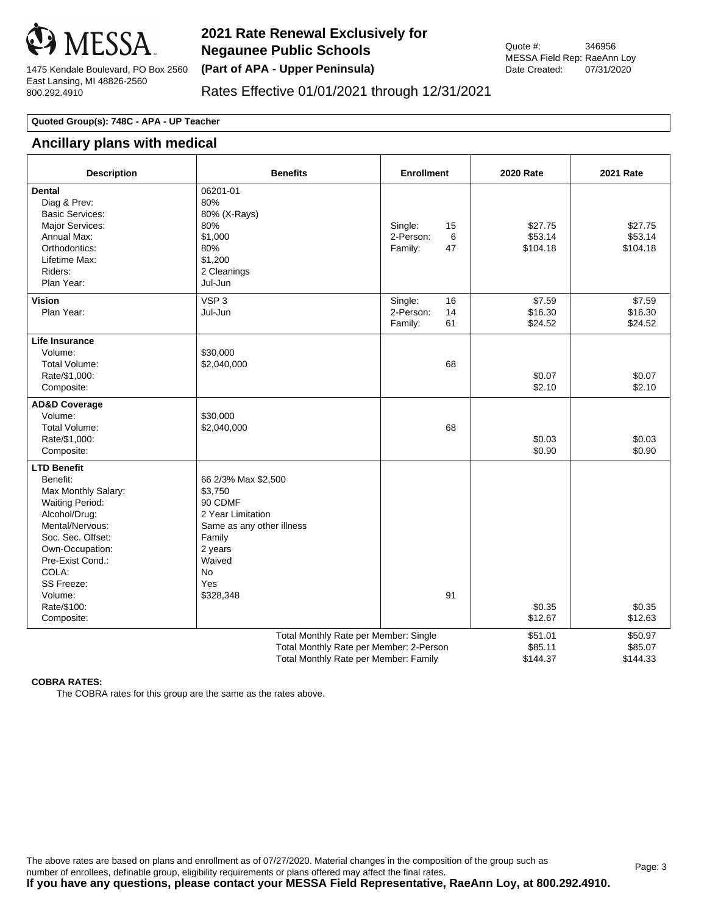MESSA

1475 Kendale Boulevard, PO Box 2560
East Lansing, MI 48826-2560
800.292.4910

# 2021 Rate Renewal Exclusively for Negaunee Public Schools

**(Part of APA - Upper Peninsula)**

Rates Effective 01/01/2021 through 12/31/2021

Quote #: 346956
MESSA Field Rep: RaeAnn Loy
Date Created: 07/31/2020

**Quoted Group(s): 748C - APA - UP Teacher**

## Ancillary plans with medical

| Description | Benefits | Enrollment | 2020 Rate | 2021 Rate |
|---|---|---|---|---|
| **Dental** | 06201-01 | | | |
| Diag & Prev: | 80% | | | |
| Basic Services: | 80% (X-Rays) | | | |
| Major Services: | 80% | Single: 15 | $27.75 | $27.75 |
| Annual Max: | $1,000 | 2-Person: 6 | $53.14 | $53.14 |
| Orthodontics: | 80% | Family: 47 | $104.18 | $104.18 |
| Lifetime Max: | $1,200 | | | |
| Riders: | 2 Cleanings | | | |
| Plan Year: | Jul-Jun | | | |
| **Vision** | VSP 3 | Single: 16 | $7.59 | $7.59 |
| Plan Year: | Jul-Jun | 2-Person: 14 | $16.30 | $16.30 |
| | | Family: 61 | $24.52 | $24.52 |
| **Life Insurance** | | | | |
| Volume: | $30,000 | | | |
| Total Volume: | $2,040,000 | 68 | | |
| Rate/$1,000: | | | $0.07 | $0.07 |
| Composite: | | | $2.10 | $2.10 |
| **AD&D Coverage** | | | | |
| Volume: | $30,000 | | | |
| Total Volume: | $2,040,000 | 68 | | |
| Rate/$1,000: | | | $0.03 | $0.03 |
| Composite: | | | $0.90 | $0.90 |
| **LTD Benefit** | | | | |
| Benefit: | 66 2/3% Max $2,500 | | | |
| Max Monthly Salary: | $3,750 | | | |
| Waiting Period: | 90 CDMF | | | |
| Alcohol/Drug: | 2 Year Limitation | | | |
| Mental/Nervous: | Same as any other illness | | | |
| Soc. Sec. Offset: | Family | | | |
| Own-Occupation: | 2 years | | | |
| Pre-Exist Cond.: | Waived | | | |
| COLA: | No | | | |
| SS Freeze: | Yes | | | |
| Volume: | $328,348 | 91 | | |
| Rate/$100: | | | $0.35 | $0.35 |
| Composite: | | | $12.67 | $12.63 |
| | Total Monthly Rate per Member: Single | | $51.01 | $50.97 |
| | Total Monthly Rate per Member: 2-Person | | $85.11 | $85.07 |
| | Total Monthly Rate per Member: Family | | $144.37 | $144.33 |

**COBRA RATES:**

The COBRA rates for this group are the same as the rates above.

The above rates are based on plans and enrollment as of 07/27/2020. Material changes in the composition of the group such as number of enrollees, definable group, eligibility requirements or plans offered may affect the final rates.

**If you have any questions, please contact your MESSA Field Representative, RaeAnn Loy, at 800.292.4910.**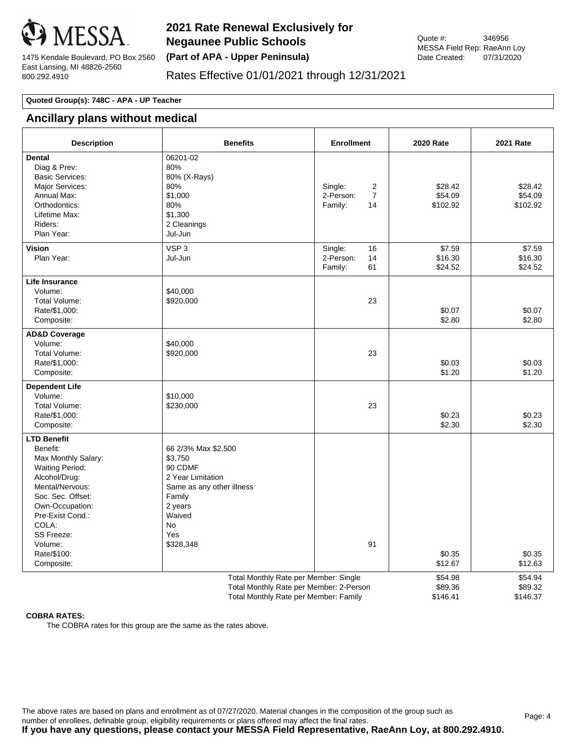**MESSA**

1475 Kendale Boulevard, PO Box 2560
East Lansing, MI 48826-2560
800.292.4910

# 2021 Rate Renewal Exclusively for Negaunee Public Schools
**(Part of APA - Upper Peninsula)**

Rates Effective 01/01/2021 through 12/31/2021

Quote #: 346956
MESSA Field Rep: RaeAnn Loy
Date Created: 07/31/2020

**Quoted Group(s): 748C - APA - UP Teacher**

## Ancillary plans without medical

| Description | Benefits | Enrollment | 2020 Rate | 2021 Rate |
|---|---|---|---|---|
| **Dental** | 06201-02 | | | |
| Diag & Prev: | 80% | | | |
| Basic Services: | 80% (X-Rays) | | | |
| Major Services: | 80% | Single: 2 | $28.42 | $28.42 |
| Annual Max: | $1,000 | 2-Person: 7 | $54.09 | $54.09 |
| Orthodontics: | 80% | Family: 14 | $102.92 | $102.92 |
| Lifetime Max: | $1,300 | | | |
| Riders: | 2 Cleanings | | | |
| Plan Year: | Jul-Jun | | | |
| **Vision** | VSP 3 | Single: 16 | $7.59 | $7.59 |
| Plan Year: | Jul-Jun | 2-Person: 14 | $16.30 | $16.30 |
| | | Family: 61 | $24.52 | $24.52 |
| **Life Insurance** | | | | |
| Volume: | $40,000 | | | |
| Total Volume: | $920,000 | 23 | | |
| Rate/$1,000: | | | $0.07 | $0.07 |
| Composite: | | | $2.80 | $2.80 |
| **AD&D Coverage** | | | | |
| Volume: | $40,000 | | | |
| Total Volume: | $920,000 | 23 | | |
| Rate/$1,000: | | | $0.03 | $0.03 |
| Composite: | | | $1.20 | $1.20 |
| **Dependent Life** | | | | |
| Volume: | $10,000 | | | |
| Total Volume: | $230,000 | 23 | | |
| Rate/$1,000: | | | $0.23 | $0.23 |
| Composite: | | | $2.30 | $2.30 |
| **LTD Benefit** | | | | |
| Benefit: | 66 2/3% Max $2,500 | | | |
| Max Monthly Salary: | $3,750 | | | |
| Waiting Period: | 90 CDMF | | | |
| Alcohol/Drug: | 2 Year Limitation | | | |
| Mental/Nervous: | Same as any other illness | | | |
| Soc. Sec. Offset: | Family | | | |
| Own-Occupation: | 2 years | | | |
| Pre-Exist Cond.: | Waived | | | |
| COLA: | No | | | |
| SS Freeze: | Yes | | | |
| Volume: | $328,348 | 91 | | |
| Rate/$100: | | | $0.35 | $0.35 |
| Composite: | | | $12.67 | $12.63 |
| | Total Monthly Rate per Member: Single | | $54.98 | $54.94 |
| | Total Monthly Rate per Member: 2-Person | | $89.36 | $89.32 |
| | Total Monthly Rate per Member: Family | | $146.41 | $146.37 |

**COBRA RATES:**

The COBRA rates for this group are the same as the rates above.

The above rates are based on plans and enrollment as of 07/27/2020. Material changes in the composition of the group such as number of enrollees, definable group, eligibility requirements or plans offered may affect the final rates.

**If you have any questions, please contact your MESSA Field Representative, RaeAnn Loy, at 800.292.4910.**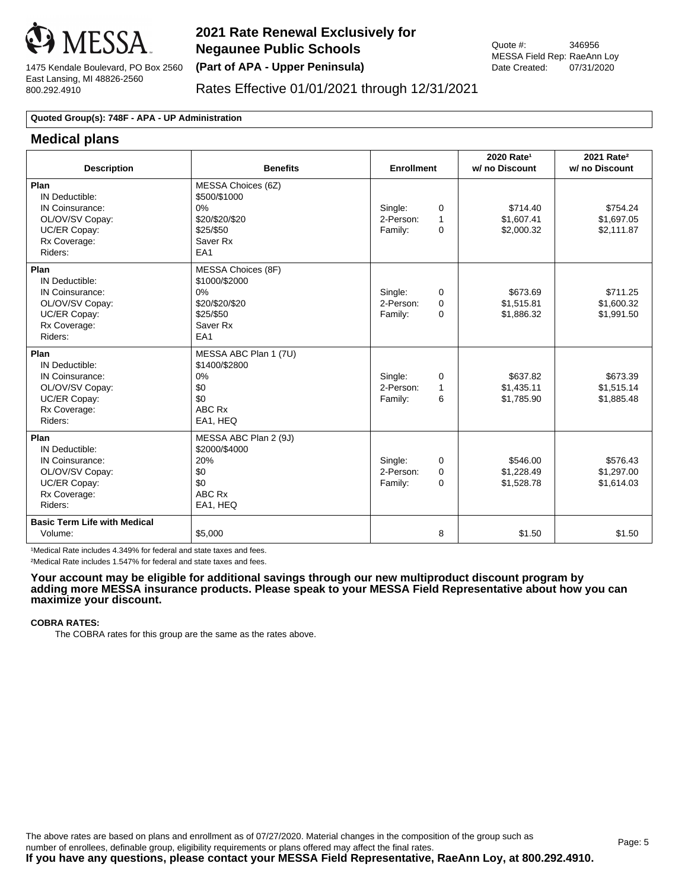MESSA

1475 Kendale Boulevard, PO Box 2560
East Lansing, MI 48826-2560
800.292.4910

# 2021 Rate Renewal Exclusively for Negaunee Public Schools

**(Part of APA - Upper Peninsula)**

Rates Effective 01/01/2021 through 12/31/2021

Quote #: 346956
MESSA Field Rep: RaeAnn Loy
Date Created: 07/31/2020

**Quoted Group(s): 748F - APA - UP Administration**

## Medical plans

| Description | Benefits | Enrollment | | 2020 Rate[1] w/ no Discount | 2021 Rate[2] w/ no Discount |
|---|---|---|---|---|---|
| **Plan** | MESSA Choices (6Z) | | | | |
| IN Deductible: | $500/$1000 | | | | |
| IN Coinsurance: | 0% | Single: | 0 | $714.40 | $754.24 |
| OL/OV/SV Copay: | $20/$20/$20 | 2-Person: | 1 | $1,607.41 | $1,697.05 |
| UC/ER Copay: | $25/$50 | Family: | 0 | $2,000.32 | $2,111.87 |
| Rx Coverage: | Saver Rx | | | | |
| Riders: | EA1 | | | | |
| **Plan** | MESSA Choices (8F) | | | | |
| IN Deductible: | $1000/$2000 | | | | |
| IN Coinsurance: | 0% | Single: | 0 | $673.69 | $711.25 |
| OL/OV/SV Copay: | $20/$20/$20 | 2-Person: | 0 | $1,515.81 | $1,600.32 |
| UC/ER Copay: | $25/$50 | Family: | 0 | $1,886.32 | $1,991.50 |
| Rx Coverage: | Saver Rx | | | | |
| Riders: | EA1 | | | | |
| **Plan** | MESSA ABC Plan 1 (7U) | | | | |
| IN Deductible: | $1400/$2800 | | | | |
| IN Coinsurance: | 0% | Single: | 0 | $637.82 | $673.39 |
| OL/OV/SV Copay: | $0 | 2-Person: | 1 | $1,435.11 | $1,515.14 |
| UC/ER Copay: | $0 | Family: | 6 | $1,785.90 | $1,885.48 |
| Rx Coverage: | ABC Rx | | | | |
| Riders: | EA1, HEQ | | | | |
| **Plan** | MESSA ABC Plan 2 (9J) | | | | |
| IN Deductible: | $2000/$4000 | | | | |
| IN Coinsurance: | 20% | Single: | 0 | $546.00 | $576.43 |
| OL/OV/SV Copay: | $0 | 2-Person: | 0 | $1,228.49 | $1,297.00 |
| UC/ER Copay: | $0 | Family: | 0 | $1,528.78 | $1,614.03 |
| Rx Coverage: | ABC Rx | | | | |
| Riders: | EA1, HEQ | | | | |
| **Basic Term Life with Medical** | | | | | |
| Volume: | $5,000 | | 8 | $1.50 | $1.50 |

[1]Medical Rate includes 4.349% for federal and state taxes and fees.

[2]Medical Rate includes 1.547% for federal and state taxes and fees.

**Your account may be eligible for additional savings through our new multiproduct discount program by adding more MESSA insurance products. Please speak to your MESSA Field Representative about how you can maximize your discount.**

**COBRA RATES:**

The COBRA rates for this group are the same as the rates above.

The above rates are based on plans and enrollment as of 07/27/2020. Material changes in the composition of the group such as number of enrollees, definable group, eligibility requirements or plans offered may affect the final rates.

**If you have any questions, please contact your MESSA Field Representative, RaeAnn Loy, at 800.292.4910.**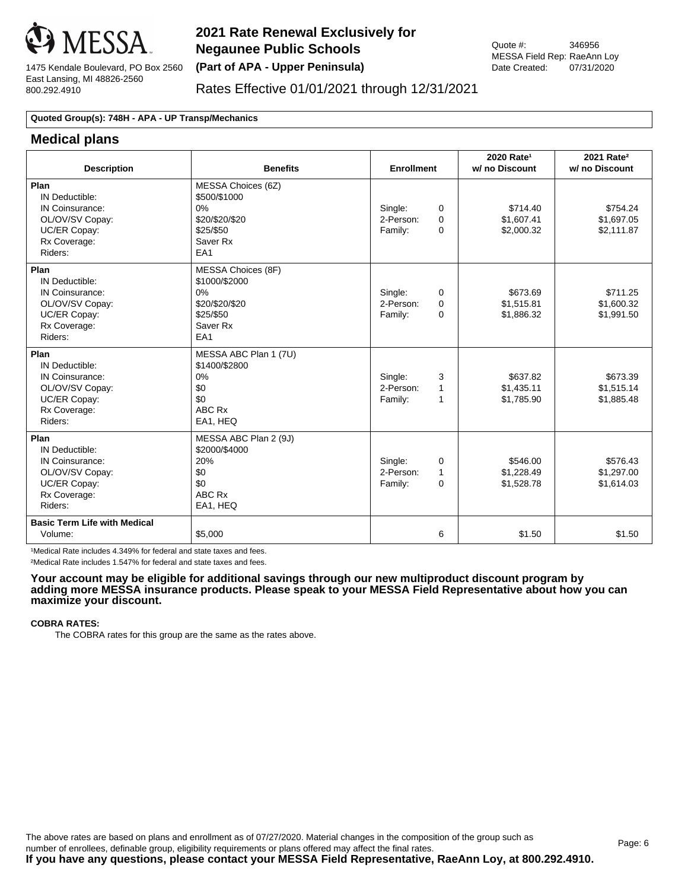MESSA

1475 Kendale Boulevard, PO Box 2560
East Lansing, MI 48826-2560
800.292.4910

# 2021 Rate Renewal Exclusively for Negaunee Public Schools

**(Part of APA - Upper Peninsula)**

Rates Effective 01/01/2021 through 12/31/2021

Quote #: 346956
MESSA Field Rep: RaeAnn Loy
Date Created: 07/31/2020

**Quoted Group(s): 748H - APA - UP Transp/Mechanics**

## Medical plans

| Description | Benefits | Enrollment | 2020 Rate[1] w/ no Discount | 2021 Rate[2] w/ no Discount |
|---|---|---|---|---|
| **Plan**<br>IN Deductible:<br>IN Coinsurance:<br>OL/OV/SV Copay:<br>UC/ER Copay:<br>Rx Coverage:<br>Riders: | MESSA Choices (6Z)<br>$500/$1000<br>0%<br>$20/$20/$20<br>$25/$50<br>Saver Rx<br>EA1 | Single: 0<br>2-Person: 0<br>Family: 0 | $714.40<br>$1,607.41<br>$2,000.32 | $754.24<br>$1,697.05<br>$2,111.87 |
| **Plan**<br>IN Deductible:<br>IN Coinsurance:<br>OL/OV/SV Copay:<br>UC/ER Copay:<br>Rx Coverage:<br>Riders: | MESSA Choices (8F)<br>$1000/$2000<br>0%<br>$20/$20/$20<br>$25/$50<br>Saver Rx<br>EA1 | Single: 0<br>2-Person: 0<br>Family: 0 | $673.69<br>$1,515.81<br>$1,886.32 | $711.25<br>$1,600.32<br>$1,991.50 |
| **Plan**<br>IN Deductible:<br>IN Coinsurance:<br>OL/OV/SV Copay:<br>UC/ER Copay:<br>Rx Coverage:<br>Riders: | MESSA ABC Plan 1 (7U)<br>$1400/$2800<br>0%<br>$0<br>$0<br>ABC Rx<br>EA1, HEQ | Single: 3<br>2-Person: 1<br>Family: 1 | $637.82<br>$1,435.11<br>$1,785.90 | $673.39<br>$1,515.14<br>$1,885.48 |
| **Plan**<br>IN Deductible:<br>IN Coinsurance:<br>OL/OV/SV Copay:<br>UC/ER Copay:<br>Rx Coverage:<br>Riders: | MESSA ABC Plan 2 (9J)<br>$2000/$4000<br>20%<br>$0<br>$0<br>ABC Rx<br>EA1, HEQ | Single: 0<br>2-Person: 1<br>Family: 0 | $546.00<br>$1,228.49<br>$1,528.78 | $576.43<br>$1,297.00<br>$1,614.03 |
| **Basic Term Life with Medical**<br>Volume: | $5,000 | 6 | $1.50 | $1.50 |

[1]Medical Rate includes 4.349% for federal and state taxes and fees.

[2]Medical Rate includes 1.547% for federal and state taxes and fees.

**Your account may be eligible for additional savings through our new multiproduct discount program by adding more MESSA insurance products. Please speak to your MESSA Field Representative about how you can maximize your discount.**

**COBRA RATES:**

The COBRA rates for this group are the same as the rates above.

The above rates are based on plans and enrollment as of 07/27/2020. Material changes in the composition of the group such as number of enrollees, definable group, eligibility requirements or plans offered may affect the final rates.

**If you have any questions, please contact your MESSA Field Representative, RaeAnn Loy, at 800.292.4910.**